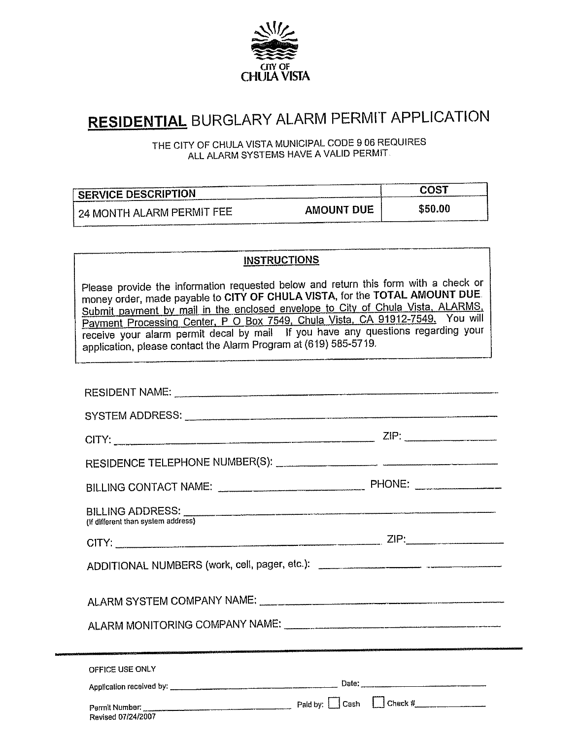CITY OF CHULA VISTA

# RESIDENTIAL BURGLARY ALARM PERMIT APPLICATION

THE CITY OF CHULA VISTA MUNICIPAL CODE 9 06 REQUIRES ALL ALARM SYSTEMS HAVE A VALID PERMIT.

| SERVICE DESCRIPTION | | COST |
|---|---|---|
| 24 MONTH ALARM PERMIT FEE | AMOUNT DUE | $50.00 |

**INSTRUCTIONS**

Please provide the information requested below and return this form with a check or money order, made payable to **CITY OF CHULA VISTA**, for the **TOTAL AMOUNT DUE**. Submit payment by mail in the enclosed envelope to City of Chula Vista, ALARMS, Payment Processing Center, P O Box 7549, Chula Vista, CA 91912-7549. You will receive your alarm permit decal by mail If you have any questions regarding your application, please contact the Alarm Program at (619) 585-5719.

RESIDENT NAME: ______________________________

SYSTEM ADDRESS: ______________________________

CITY: ______________________________ ZIP: __________

RESIDENCE TELEPHONE NUMBER(S): ______________ ______________

BILLING CONTACT NAME: ______________________ PHONE: ______________

BILLING ADDRESS: ______________________________
(If different than system address)

CITY: ______________________________ ZIP: __________

ADDITIONAL NUMBERS (work, cell, pager, etc.): ______________ ______________

ALARM SYSTEM COMPANY NAME: ______________________________

ALARM MONITORING COMPANY NAME: ______________________________

---

OFFICE USE ONLY

Application received by: ______________________________ Date: ______________

Permit Number: ______________________________ Paid by: ☐ Cash ☐ Check #__________

Revised 07/24/2007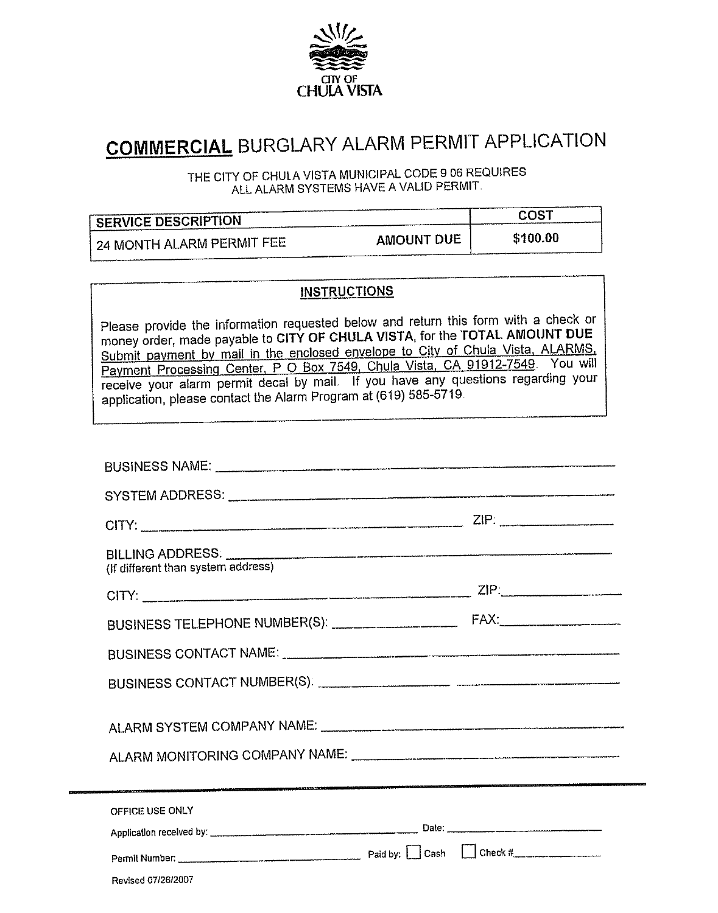CITY OF
CHULA VISTA

# **COMMERCIAL** BURGLARY ALARM PERMIT APPLICATION

THE CITY OF CHULA VISTA MUNICIPAL CODE 9 06 REQUIRES
ALL ALARM SYSTEMS HAVE A VALID PERMIT.

| **SERVICE DESCRIPTION** | | **COST** |
|---|---|---|
| 24 MONTH ALARM PERMIT FEE | **AMOUNT DUE** | **$100.00** |

**INSTRUCTIONS**

Please provide the information requested below and return this form with a check or money order, made payable to **CITY OF CHULA VISTA**, for the **TOTAL AMOUNT DUE** Submit payment by mail in the enclosed envelope to City of Chula Vista, ALARMS, Payment Processing Center, P O Box 7549, Chula Vista, CA 91912-7549. You will receive your alarm permit decal by mail. If you have any questions regarding your application, please contact the Alarm Program at (619) 585-5719.

BUSINESS NAME: ______________________________

SYSTEM ADDRESS: ______________________________

CITY: ______________________________ ZIP: ____________

BILLING ADDRESS: ______________________________
(If different than system address)

CITY: ______________________________ ZIP: ____________

BUSINESS TELEPHONE NUMBER(S): ____________ FAX: ____________

BUSINESS CONTACT NAME: ______________________________

BUSINESS CONTACT NUMBER(S). ____________ ____________

ALARM SYSTEM COMPANY NAME: ______________________________

ALARM MONITORING COMPANY NAME: ______________________________

---

OFFICE USE ONLY

Application received by: ______________________________ Date: ____________

Permit Number: ______________________________ Paid by: ☐ Cash ☐ Check # ____________

Revised 07/26/2007